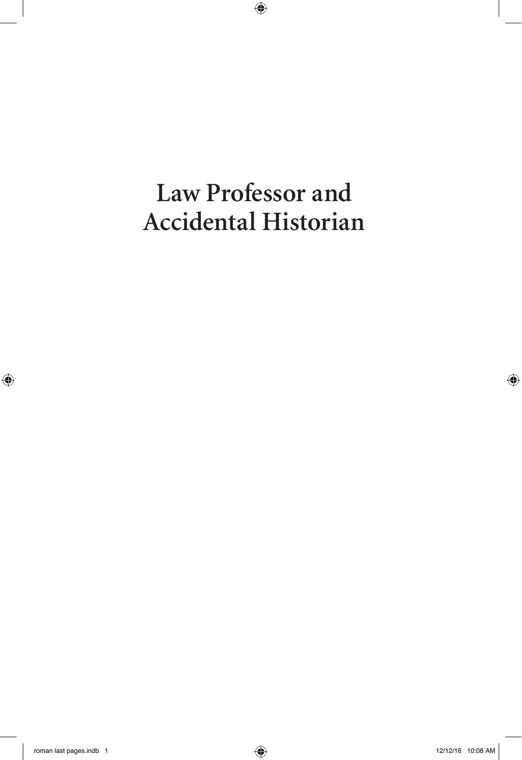# Law Professor and Accidental Historian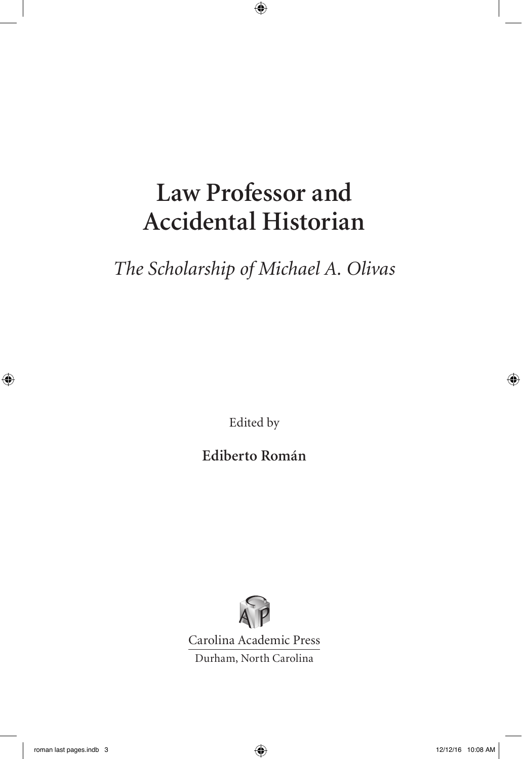# Law Professor and Accidental Historian

*The Scholarship of Michael A. Olivas*

Edited by

**Ediberto Román**

Carolina Academic Press

Durham, North Carolina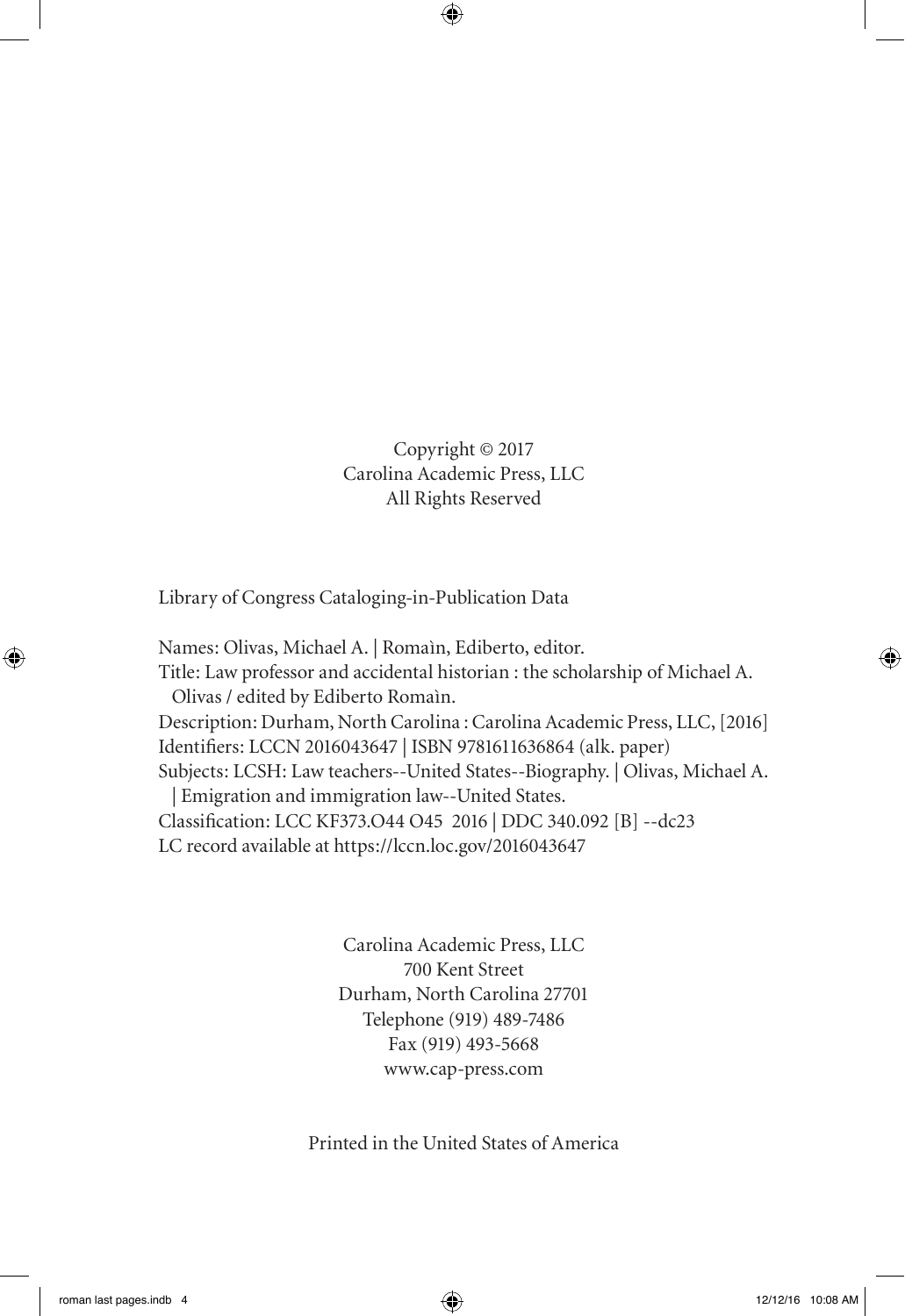Copyright © 2017
Carolina Academic Press, LLC
All Rights Reserved

Library of Congress Cataloging-in-Publication Data

Names: Olivas, Michael A. | Romaìn, Ediberto, editor.
Title: Law professor and accidental historian : the scholarship of Michael A. Olivas / edited by Ediberto Romaìn.
Description: Durham, North Carolina : Carolina Academic Press, LLC, [2016]
Identifiers: LCCN 2016043647 | ISBN 9781611636864 (alk. paper)
Subjects: LCSH: Law teachers--United States--Biography. | Olivas, Michael A. | Emigration and immigration law--United States.
Classification: LCC KF373.O44 O45 2016 | DDC 340.092 [B] --dc23
LC record available at https://lccn.loc.gov/2016043647

Carolina Academic Press, LLC
700 Kent Street
Durham, North Carolina 27701
Telephone (919) 489-7486
Fax (919) 493-5668
www.cap-press.com

Printed in the United States of America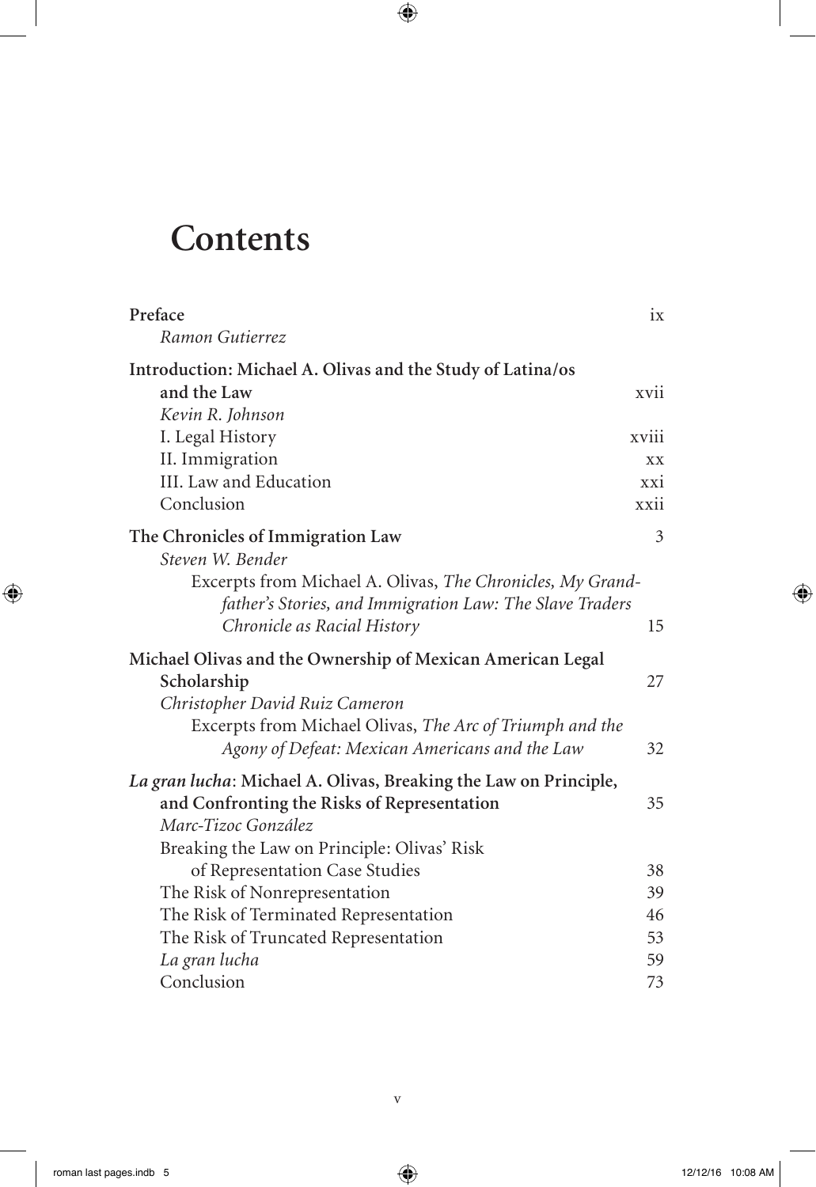# Contents

**Preface** ix
*Ramon Gutierrez*

**Introduction: Michael A. Olivas and the Study of Latina/os and the Law** xvii
*Kevin R. Johnson*
- I. Legal History xviii
- II. Immigration xx
- III. Law and Education xxi
- Conclusion xxii

**The Chronicles of Immigration Law** 3
*Steven W. Bender*
- Excerpts from Michael A. Olivas, *The Chronicles, My Grandfather's Stories, and Immigration Law: The Slave Traders Chronicle as Racial History* 15

**Michael Olivas and the Ownership of Mexican American Legal Scholarship** 27
*Christopher David Ruiz Cameron*
- Excerpts from Michael Olivas, *The Arc of Triumph and the Agony of Defeat: Mexican Americans and the Law* 32

***La gran lucha*: Michael A. Olivas, Breaking the Law on Principle, and Confronting the Risks of Representation** 35
*Marc-Tizoc González*
- Breaking the Law on Principle: Olivas' Risk of Representation Case Studies 38
- The Risk of Nonrepresentation 39
- The Risk of Terminated Representation 46
- The Risk of Truncated Representation 53
- *La gran lucha* 59
- Conclusion 73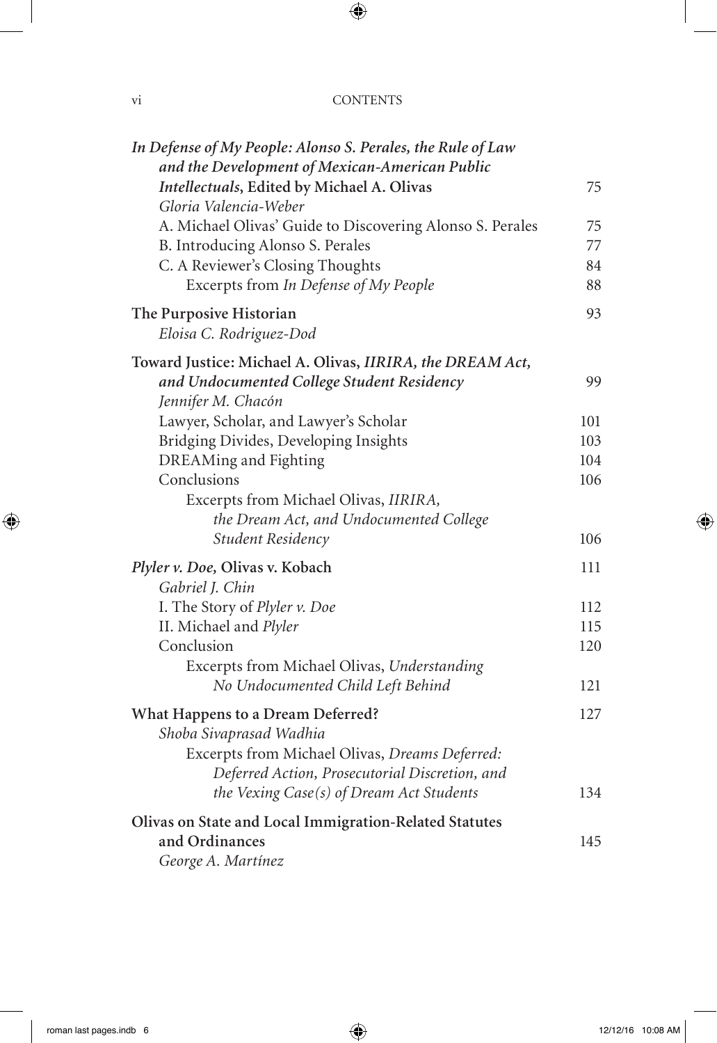*In Defense of My People: Alonso S. Perales, the Rule of Law and the Development of Mexican-American Public Intellectuals*, **Edited by Michael A. Olivas** 75
*Gloria Valencia-Weber*
A. Michael Olivas' Guide to Discovering Alonso S. Perales 75
B. Introducing Alonso S. Perales 77
C. A Reviewer's Closing Thoughts 84
Excerpts from *In Defense of My People* 88

**The Purposive Historian** 93
*Eloisa C. Rodriguez-Dod*

**Toward Justice: Michael A. Olivas, *IIRIRA, the DREAM Act, and Undocumented College Student Residency*** 99
*Jennifer M. Chacón*
Lawyer, Scholar, and Lawyer's Scholar 101
Bridging Divides, Developing Insights 103
DREAMing and Fighting 104
Conclusions 106
Excerpts from Michael Olivas, *IIRIRA, the Dream Act, and Undocumented College Student Residency* 106

***Plyler v. Doe,* Olivas v. Kobach** 111
*Gabriel J. Chin*
I. The Story of *Plyler v. Doe* 112
II. Michael and *Plyler* 115
Conclusion 120
Excerpts from Michael Olivas, *Understanding No Undocumented Child Left Behind* 121

**What Happens to a Dream Deferred?** 127
*Shoba Sivaprasad Wadhia*
Excerpts from Michael Olivas, *Dreams Deferred: Deferred Action, Prosecutorial Discretion, and the Vexing Case(s) of Dream Act Students* 134

**Olivas on State and Local Immigration-Related Statutes and Ordinances** 145
*George A. Martínez*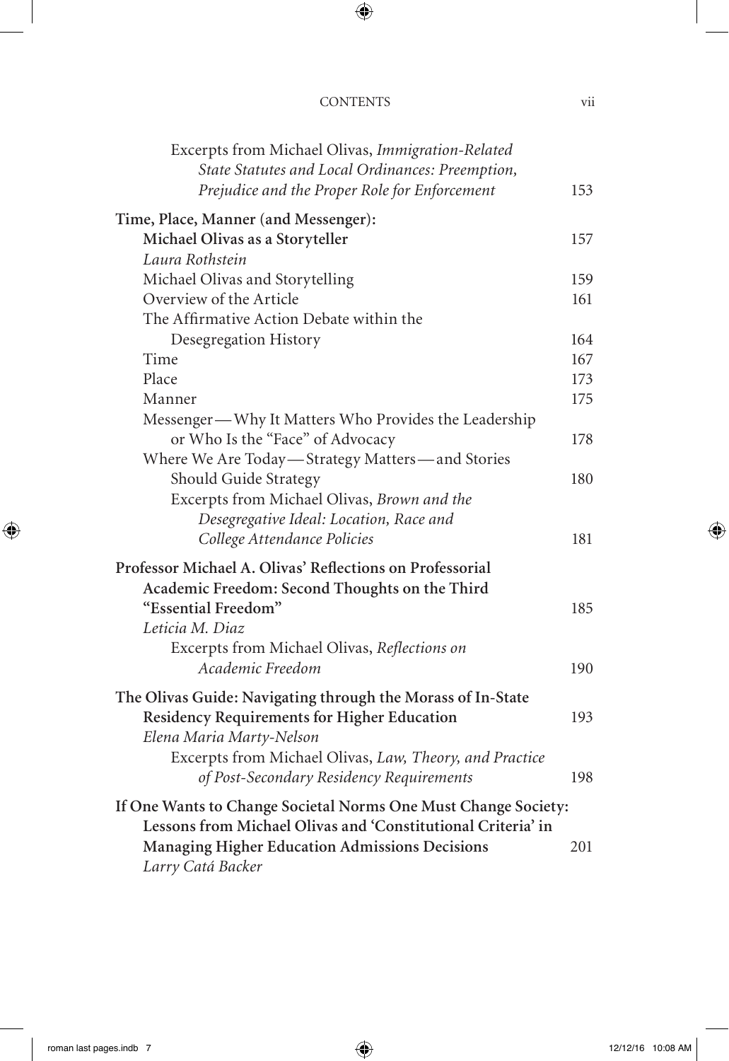Excerpts from Michael Olivas, *Immigration-Related State Statutes and Local Ordinances: Preemption, Prejudice and the Proper Role for Enforcement* 153

**Time, Place, Manner (and Messenger): Michael Olivas as a Storyteller** 157
*Laura Rothstein*

Michael Olivas and Storytelling 159
Overview of the Article 161
The Affirmative Action Debate within the Desegregation History 164
Time 167
Place 173
Manner 175
Messenger—Why It Matters Who Provides the Leadership or Who Is the "Face" of Advocacy 178
Where We Are Today—Strategy Matters—and Stories Should Guide Strategy 180
Excerpts from Michael Olivas, *Brown and the Desegregative Ideal: Location, Race and College Attendance Policies* 181

**Professor Michael A. Olivas' Reflections on Professorial Academic Freedom: Second Thoughts on the Third "Essential Freedom"** 185
*Leticia M. Diaz*

Excerpts from Michael Olivas, *Reflections on Academic Freedom* 190

**The Olivas Guide: Navigating through the Morass of In-State Residency Requirements for Higher Education** 193
*Elena Maria Marty-Nelson*

Excerpts from Michael Olivas, *Law, Theory, and Practice of Post-Secondary Residency Requirements* 198

**If One Wants to Change Societal Norms One Must Change Society: Lessons from Michael Olivas and 'Constitutional Criteria' in Managing Higher Education Admissions Decisions** 201
*Larry Catá Backer*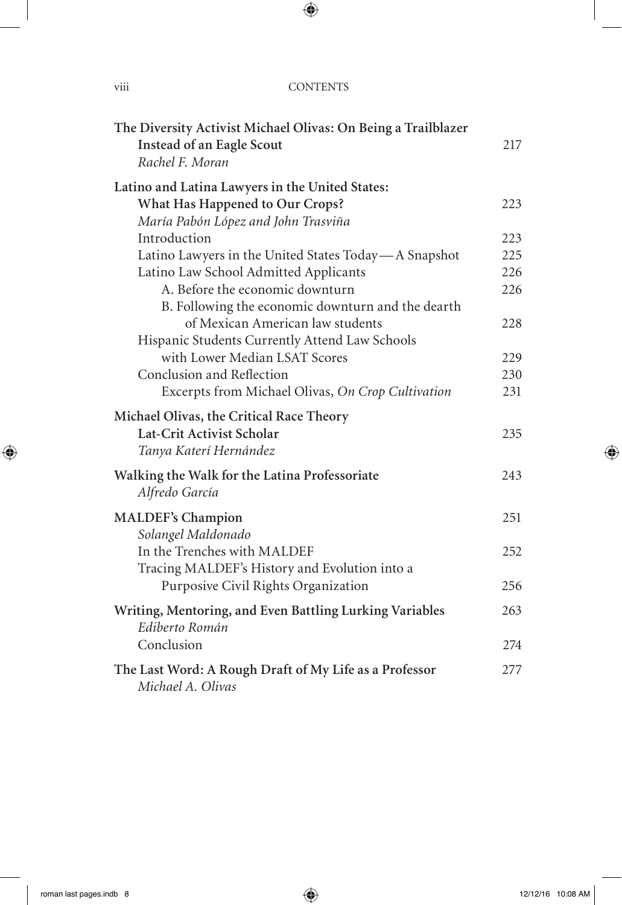**The Diversity Activist Michael Olivas: On Being a Trailblazer Instead of an Eagle Scout** 217
*Rachel F. Moran*

**Latino and Latina Lawyers in the United States: What Has Happened to Our Crops?** 223
*María Pabón López and John Trasviña*

- Introduction 223
- Latino Lawyers in the United States Today—A Snapshot 225
- Latino Law School Admitted Applicants 226
  - A. Before the economic downturn 226
  - B. Following the economic downturn and the dearth of Mexican American law students 228
- Hispanic Students Currently Attend Law Schools with Lower Median LSAT Scores 229
- Conclusion and Reflection 230
  - Excerpts from Michael Olivas, *On Crop Cultivation* 231

**Michael Olivas, the Critical Race Theory Lat-Crit Activist Scholar** 235
*Tanya Katerí Hernández*

**Walking the Walk for the Latina Professoriate** 243
*Alfredo García*

**MALDEF's Champion** 251
*Solangel Maldonado*

- In the Trenches with MALDEF 252
- Tracing MALDEF's History and Evolution into a Purposive Civil Rights Organization 256

**Writing, Mentoring, and Even Battling Lurking Variables** 263
*Ediberto Román*

- Conclusion 274

**The Last Word: A Rough Draft of My Life as a Professor** 277
*Michael A. Olivas*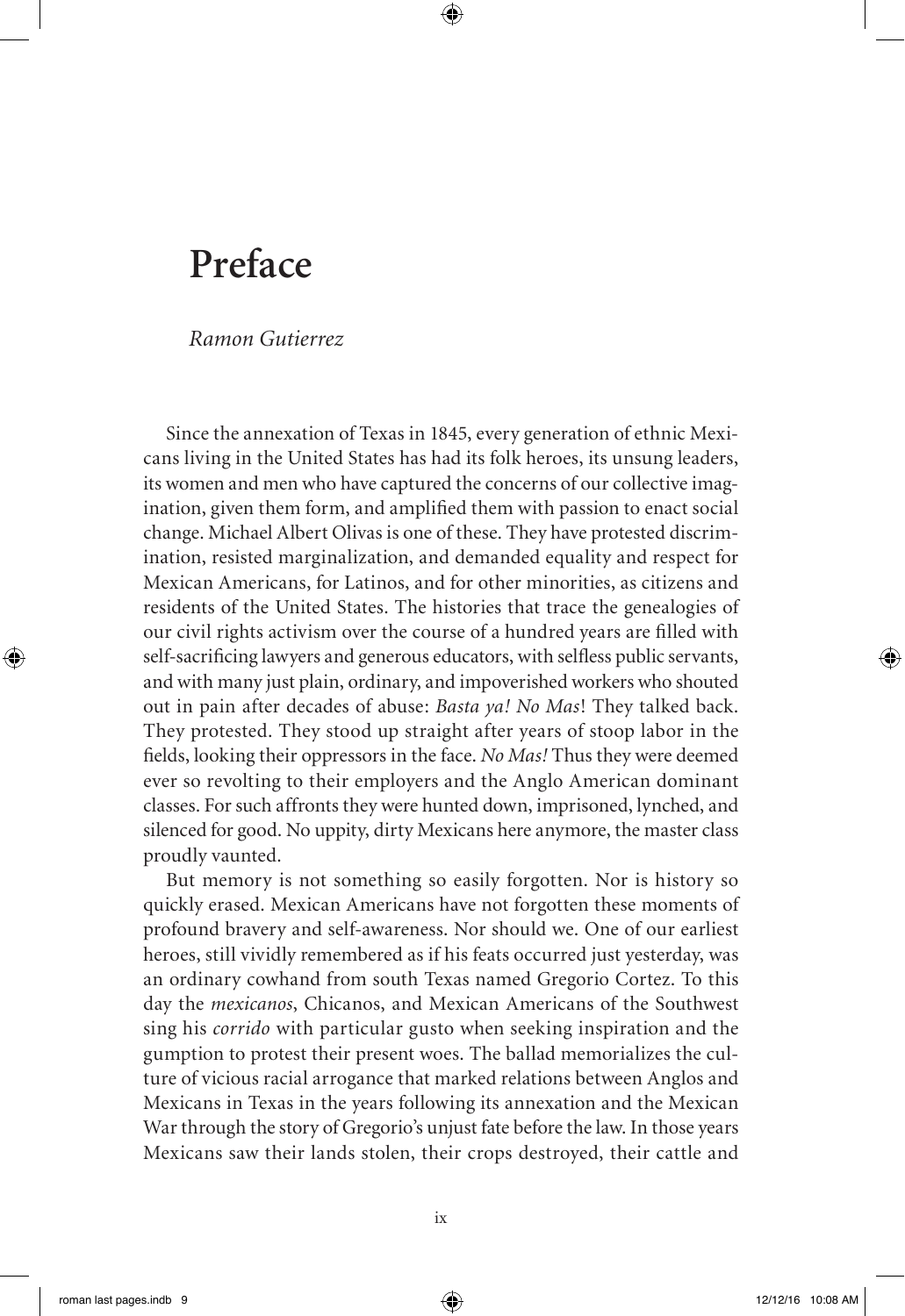# Preface

*Ramon Gutierrez*

Since the annexation of Texas in 1845, every generation of ethnic Mexicans living in the United States has had its folk heroes, its unsung leaders, its women and men who have captured the concerns of our collective imagination, given them form, and amplified them with passion to enact social change. Michael Albert Olivas is one of these. They have protested discrimination, resisted marginalization, and demanded equality and respect for Mexican Americans, for Latinos, and for other minorities, as citizens and residents of the United States. The histories that trace the genealogies of our civil rights activism over the course of a hundred years are filled with self-sacrificing lawyers and generous educators, with selfless public servants, and with many just plain, ordinary, and impoverished workers who shouted out in pain after decades of abuse: *Basta ya! No Mas*! They talked back. They protested. They stood up straight after years of stoop labor in the fields, looking their oppressors in the face. *No Mas!* Thus they were deemed ever so revolting to their employers and the Anglo American dominant classes. For such affronts they were hunted down, imprisoned, lynched, and silenced for good. No uppity, dirty Mexicans here anymore, the master class proudly vaunted.

But memory is not something so easily forgotten. Nor is history so quickly erased. Mexican Americans have not forgotten these moments of profound bravery and self-awareness. Nor should we. One of our earliest heroes, still vividly remembered as if his feats occurred just yesterday, was an ordinary cowhand from south Texas named Gregorio Cortez. To this day the *mexicanos*, Chicanos, and Mexican Americans of the Southwest sing his *corrido* with particular gusto when seeking inspiration and the gumption to protest their present woes. The ballad memorializes the culture of vicious racial arrogance that marked relations between Anglos and Mexicans in Texas in the years following its annexation and the Mexican War through the story of Gregorio's unjust fate before the law. In those years Mexicans saw their lands stolen, their crops destroyed, their cattle and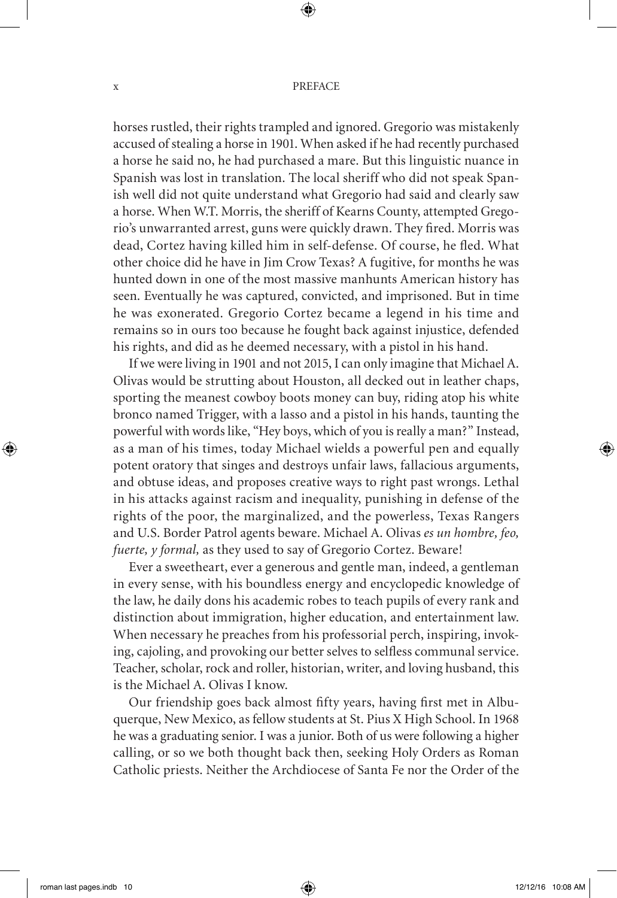horses rustled, their rights trampled and ignored. Gregorio was mistakenly accused of stealing a horse in 1901. When asked if he had recently purchased a horse he said no, he had purchased a mare. But this linguistic nuance in Spanish was lost in translation. The local sheriff who did not speak Spanish well did not quite understand what Gregorio had said and clearly saw a horse. When W.T. Morris, the sheriff of Kearns County, attempted Gregorio's unwarranted arrest, guns were quickly drawn. They fired. Morris was dead, Cortez having killed him in self-defense. Of course, he fled. What other choice did he have in Jim Crow Texas? A fugitive, for months he was hunted down in one of the most massive manhunts American history has seen. Eventually he was captured, convicted, and imprisoned. But in time he was exonerated. Gregorio Cortez became a legend in his time and remains so in ours too because he fought back against injustice, defended his rights, and did as he deemed necessary, with a pistol in his hand.

If we were living in 1901 and not 2015, I can only imagine that Michael A. Olivas would be strutting about Houston, all decked out in leather chaps, sporting the meanest cowboy boots money can buy, riding atop his white bronco named Trigger, with a lasso and a pistol in his hands, taunting the powerful with words like, "Hey boys, which of you is really a man?" Instead, as a man of his times, today Michael wields a powerful pen and equally potent oratory that singes and destroys unfair laws, fallacious arguments, and obtuse ideas, and proposes creative ways to right past wrongs. Lethal in his attacks against racism and inequality, punishing in defense of the rights of the poor, the marginalized, and the powerless, Texas Rangers and U.S. Border Patrol agents beware. Michael A. Olivas *es un hombre, feo, fuerte, y formal,* as they used to say of Gregorio Cortez. Beware!

Ever a sweetheart, ever a generous and gentle man, indeed, a gentleman in every sense, with his boundless energy and encyclopedic knowledge of the law, he daily dons his academic robes to teach pupils of every rank and distinction about immigration, higher education, and entertainment law. When necessary he preaches from his professorial perch, inspiring, invoking, cajoling, and provoking our better selves to selfless communal service. Teacher, scholar, rock and roller, historian, writer, and loving husband, this is the Michael A. Olivas I know.

Our friendship goes back almost fifty years, having first met in Albuquerque, New Mexico, as fellow students at St. Pius X High School. In 1968 he was a graduating senior. I was a junior. Both of us were following a higher calling, or so we both thought back then, seeking Holy Orders as Roman Catholic priests. Neither the Archdiocese of Santa Fe nor the Order of the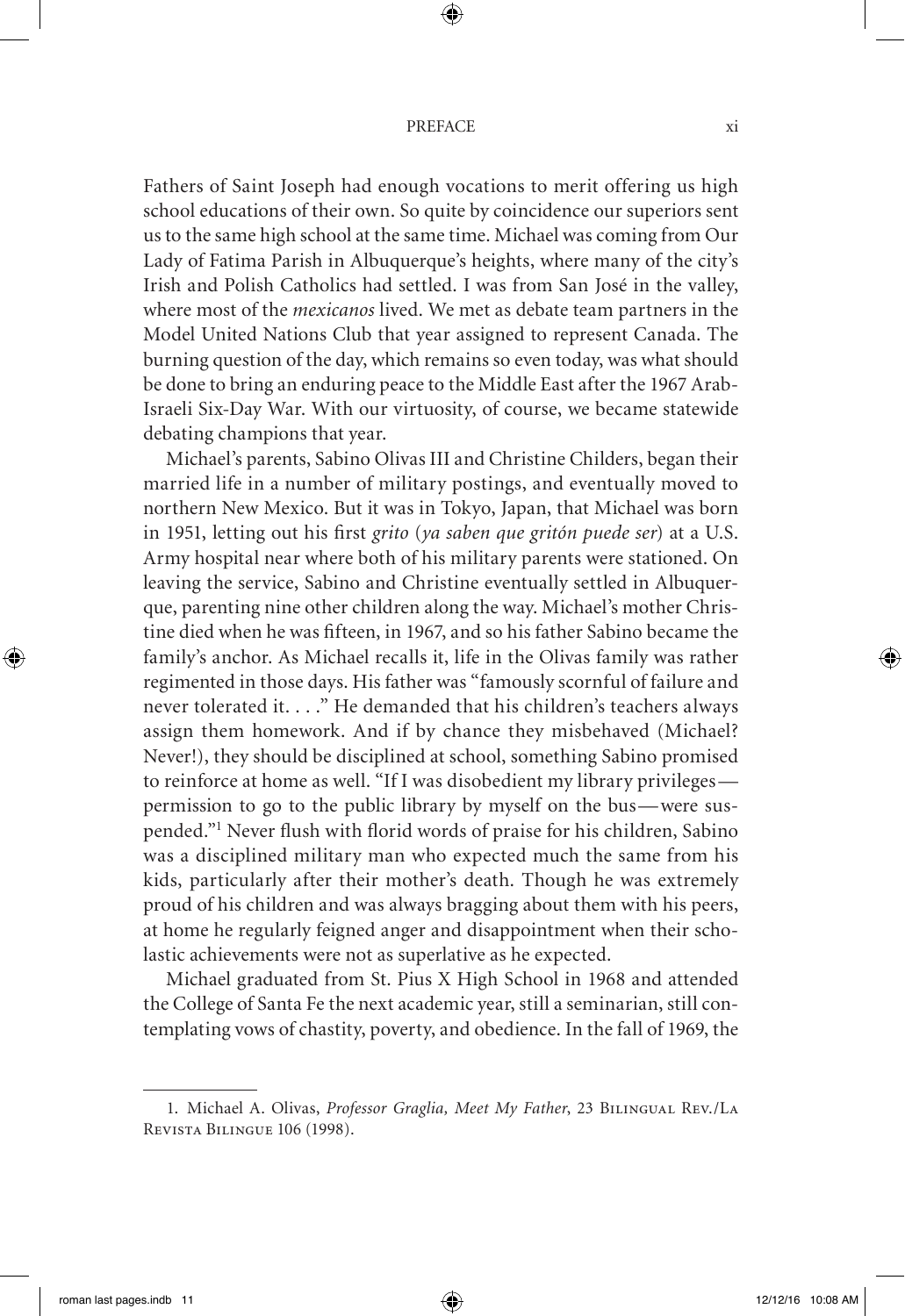Fathers of Saint Joseph had enough vocations to merit offering us high school educations of their own. So quite by coincidence our superiors sent us to the same high school at the same time. Michael was coming from Our Lady of Fatima Parish in Albuquerque's heights, where many of the city's Irish and Polish Catholics had settled. I was from San José in the valley, where most of the *mexicanos* lived. We met as debate team partners in the Model United Nations Club that year assigned to represent Canada. The burning question of the day, which remains so even today, was what should be done to bring an enduring peace to the Middle East after the 1967 Arab-Israeli Six-Day War. With our virtuosity, of course, we became statewide debating champions that year.

Michael's parents, Sabino Olivas III and Christine Childers, began their married life in a number of military postings, and eventually moved to northern New Mexico. But it was in Tokyo, Japan, that Michael was born in 1951, letting out his first *grito* (*ya saben que gritón puede ser*) at a U.S. Army hospital near where both of his military parents were stationed. On leaving the service, Sabino and Christine eventually settled in Albuquerque, parenting nine other children along the way. Michael's mother Christine died when he was fifteen, in 1967, and so his father Sabino became the family's anchor. As Michael recalls it, life in the Olivas family was rather regimented in those days. His father was "famously scornful of failure and never tolerated it. . . ." He demanded that his children's teachers always assign them homework. And if by chance they misbehaved (Michael? Never!), they should be disciplined at school, something Sabino promised to reinforce at home as well. "If I was disobedient my library privileges—permission to go to the public library by myself on the bus—were suspended."[1] Never flush with florid words of praise for his children, Sabino was a disciplined military man who expected much the same from his kids, particularly after their mother's death. Though he was extremely proud of his children and was always bragging about them with his peers, at home he regularly feigned anger and disappointment when their scholastic achievements were not as superlative as he expected.

Michael graduated from St. Pius X High School in 1968 and attended the College of Santa Fe the next academic year, still a seminarian, still contemplating vows of chastity, poverty, and obedience. In the fall of 1969, the

---

1. Michael A. Olivas, *Professor Graglia, Meet My Father*, 23 Bilingual Rev./La Revista Bilingue 106 (1998).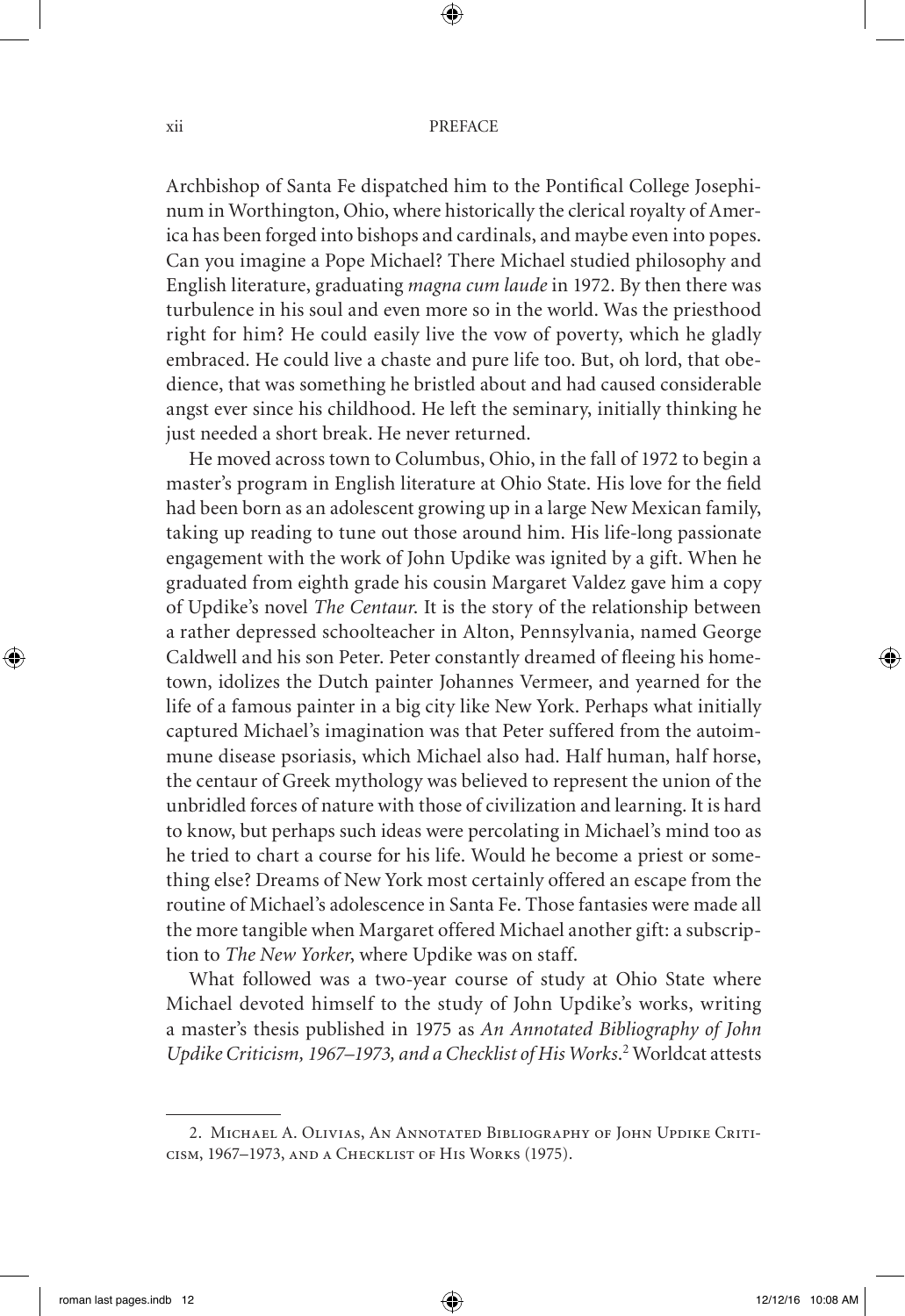Archbishop of Santa Fe dispatched him to the Pontifical College Josephinum in Worthington, Ohio, where historically the clerical royalty of America has been forged into bishops and cardinals, and maybe even into popes. Can you imagine a Pope Michael? There Michael studied philosophy and English literature, graduating *magna cum laude* in 1972. By then there was turbulence in his soul and even more so in the world. Was the priesthood right for him? He could easily live the vow of poverty, which he gladly embraced. He could live a chaste and pure life too. But, oh lord, that obedience, that was something he bristled about and had caused considerable angst ever since his childhood. He left the seminary, initially thinking he just needed a short break. He never returned.

He moved across town to Columbus, Ohio, in the fall of 1972 to begin a master's program in English literature at Ohio State. His love for the field had been born as an adolescent growing up in a large New Mexican family, taking up reading to tune out those around him. His life-long passionate engagement with the work of John Updike was ignited by a gift. When he graduated from eighth grade his cousin Margaret Valdez gave him a copy of Updike's novel *The Centaur*. It is the story of the relationship between a rather depressed schoolteacher in Alton, Pennsylvania, named George Caldwell and his son Peter. Peter constantly dreamed of fleeing his hometown, idolizes the Dutch painter Johannes Vermeer, and yearned for the life of a famous painter in a big city like New York. Perhaps what initially captured Michael's imagination was that Peter suffered from the autoimmune disease psoriasis, which Michael also had. Half human, half horse, the centaur of Greek mythology was believed to represent the union of the unbridled forces of nature with those of civilization and learning. It is hard to know, but perhaps such ideas were percolating in Michael's mind too as he tried to chart a course for his life. Would he become a priest or something else? Dreams of New York most certainly offered an escape from the routine of Michael's adolescence in Santa Fe. Those fantasies were made all the more tangible when Margaret offered Michael another gift: a subscription to *The New Yorker*, where Updike was on staff.

What followed was a two-year course of study at Ohio State where Michael devoted himself to the study of John Updike's works, writing a master's thesis published in 1975 as *An Annotated Bibliography of John Updike Criticism, 1967–1973, and a Checklist of His Works*.[2] Worldcat attests

---

2. Michael A. Olivias, An Annotated Bibliography of John Updike Criticism, 1967–1973, and a Checklist of His Works (1975).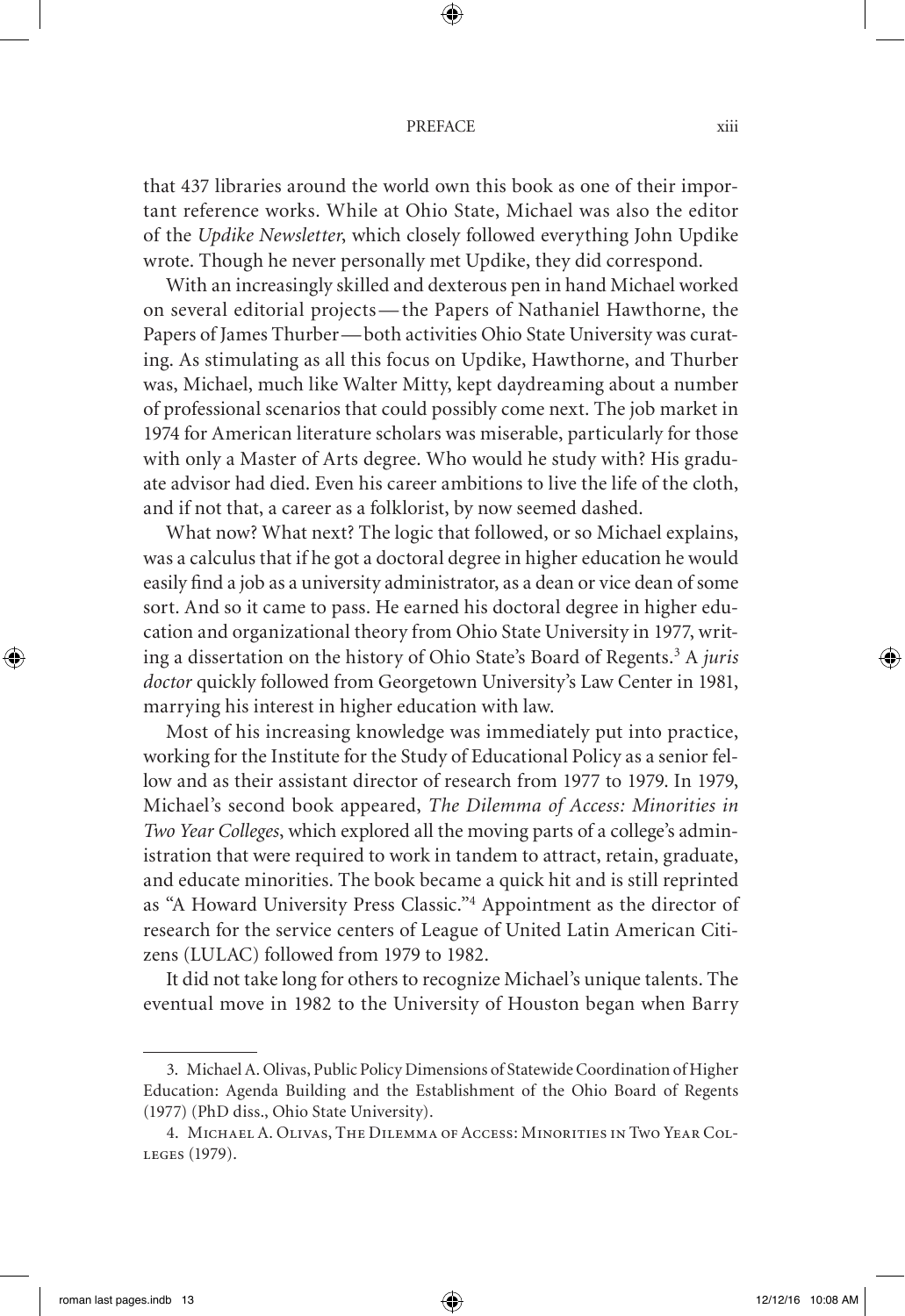that 437 libraries around the world own this book as one of their important reference works. While at Ohio State, Michael was also the editor of the *Updike Newsletter*, which closely followed everything John Updike wrote. Though he never personally met Updike, they did correspond.

With an increasingly skilled and dexterous pen in hand Michael worked on several editorial projects—the Papers of Nathaniel Hawthorne, the Papers of James Thurber—both activities Ohio State University was curating. As stimulating as all this focus on Updike, Hawthorne, and Thurber was, Michael, much like Walter Mitty, kept daydreaming about a number of professional scenarios that could possibly come next. The job market in 1974 for American literature scholars was miserable, particularly for those with only a Master of Arts degree. Who would he study with? His graduate advisor had died. Even his career ambitions to live the life of the cloth, and if not that, a career as a folklorist, by now seemed dashed.

What now? What next? The logic that followed, or so Michael explains, was a calculus that if he got a doctoral degree in higher education he would easily find a job as a university administrator, as a dean or vice dean of some sort. And so it came to pass. He earned his doctoral degree in higher education and organizational theory from Ohio State University in 1977, writing a dissertation on the history of Ohio State's Board of Regents.[3] A *juris doctor* quickly followed from Georgetown University's Law Center in 1981, marrying his interest in higher education with law.

Most of his increasing knowledge was immediately put into practice, working for the Institute for the Study of Educational Policy as a senior fellow and as their assistant director of research from 1977 to 1979. In 1979, Michael's second book appeared, *The Dilemma of Access: Minorities in Two Year Colleges*, which explored all the moving parts of a college's administration that were required to work in tandem to attract, retain, graduate, and educate minorities. The book became a quick hit and is still reprinted as "A Howard University Press Classic."[4] Appointment as the director of research for the service centers of League of United Latin American Citizens (LULAC) followed from 1979 to 1982.

It did not take long for others to recognize Michael's unique talents. The eventual move in 1982 to the University of Houston began when Barry

---

3. Michael A. Olivas, Public Policy Dimensions of Statewide Coordination of Higher Education: Agenda Building and the Establishment of the Ohio Board of Regents (1977) (PhD diss., Ohio State University).

4. Michael A. Olivas, The Dilemma of Access: Minorities in Two Year Colleges (1979).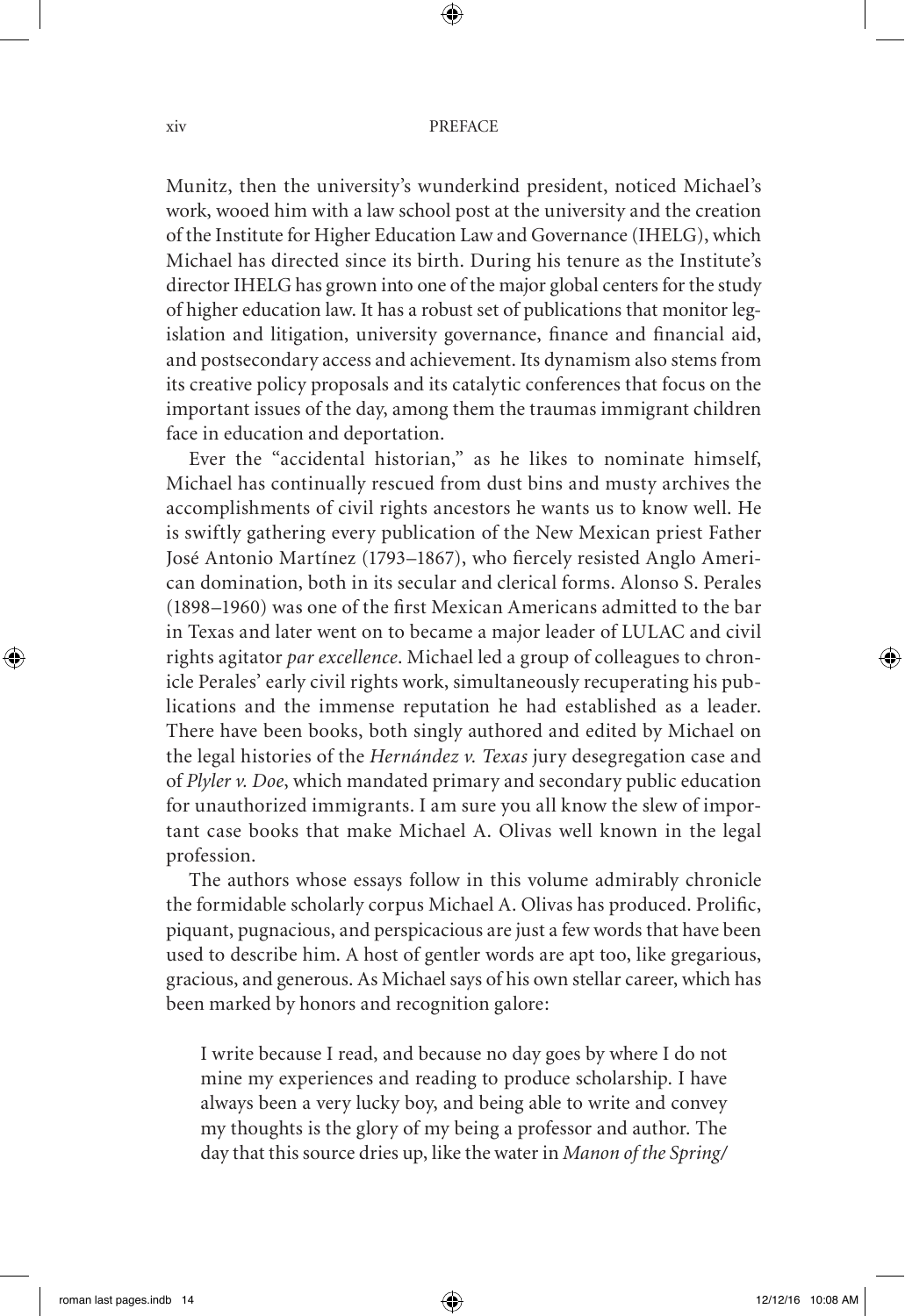Munitz, then the university's wunderkind president, noticed Michael's work, wooed him with a law school post at the university and the creation of the Institute for Higher Education Law and Governance (IHELG), which Michael has directed since its birth. During his tenure as the Institute's director IHELG has grown into one of the major global centers for the study of higher education law. It has a robust set of publications that monitor legislation and litigation, university governance, finance and financial aid, and postsecondary access and achievement. Its dynamism also stems from its creative policy proposals and its catalytic conferences that focus on the important issues of the day, among them the traumas immigrant children face in education and deportation.

Ever the "accidental historian," as he likes to nominate himself, Michael has continually rescued from dust bins and musty archives the accomplishments of civil rights ancestors he wants us to know well. He is swiftly gathering every publication of the New Mexican priest Father José Antonio Martínez (1793–1867), who fiercely resisted Anglo American domination, both in its secular and clerical forms. Alonso S. Perales (1898–1960) was one of the first Mexican Americans admitted to the bar in Texas and later went on to became a major leader of LULAC and civil rights agitator *par excellence*. Michael led a group of colleagues to chronicle Perales' early civil rights work, simultaneously recuperating his publications and the immense reputation he had established as a leader. There have been books, both singly authored and edited by Michael on the legal histories of the *Hernández v. Texas* jury desegregation case and of *Plyler v. Doe*, which mandated primary and secondary public education for unauthorized immigrants. I am sure you all know the slew of important case books that make Michael A. Olivas well known in the legal profession.

The authors whose essays follow in this volume admirably chronicle the formidable scholarly corpus Michael A. Olivas has produced. Prolific, piquant, pugnacious, and perspicacious are just a few words that have been used to describe him. A host of gentler words are apt too, like gregarious, gracious, and generous. As Michael says of his own stellar career, which has been marked by honors and recognition galore:

> I write because I read, and because no day goes by where I do not mine my experiences and reading to produce scholarship. I have always been a very lucky boy, and being able to write and convey my thoughts is the glory of my being a professor and author. The day that this source dries up, like the water in *Manon of the Spring/*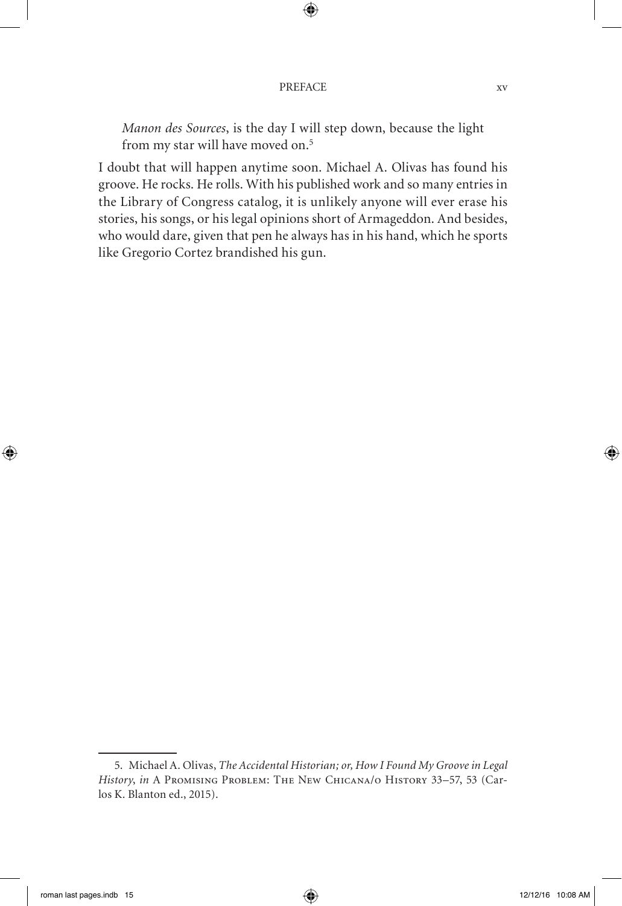> *Manon des Sources*, is the day I will step down, because the light from my star will have moved on.[5]

I doubt that will happen anytime soon. Michael A. Olivas has found his groove. He rocks. He rolls. With his published work and so many entries in the Library of Congress catalog, it is unlikely anyone will ever erase his stories, his songs, or his legal opinions short of Armageddon. And besides, who would dare, given that pen he always has in his hand, which he sports like Gregorio Cortez brandished his gun.

---

5. Michael A. Olivas, *The Accidental Historian; or, How I Found My Groove in Legal History*, *in* A Promising Problem: The New Chicana/o History 33–57, 53 (Carlos K. Blanton ed., 2015).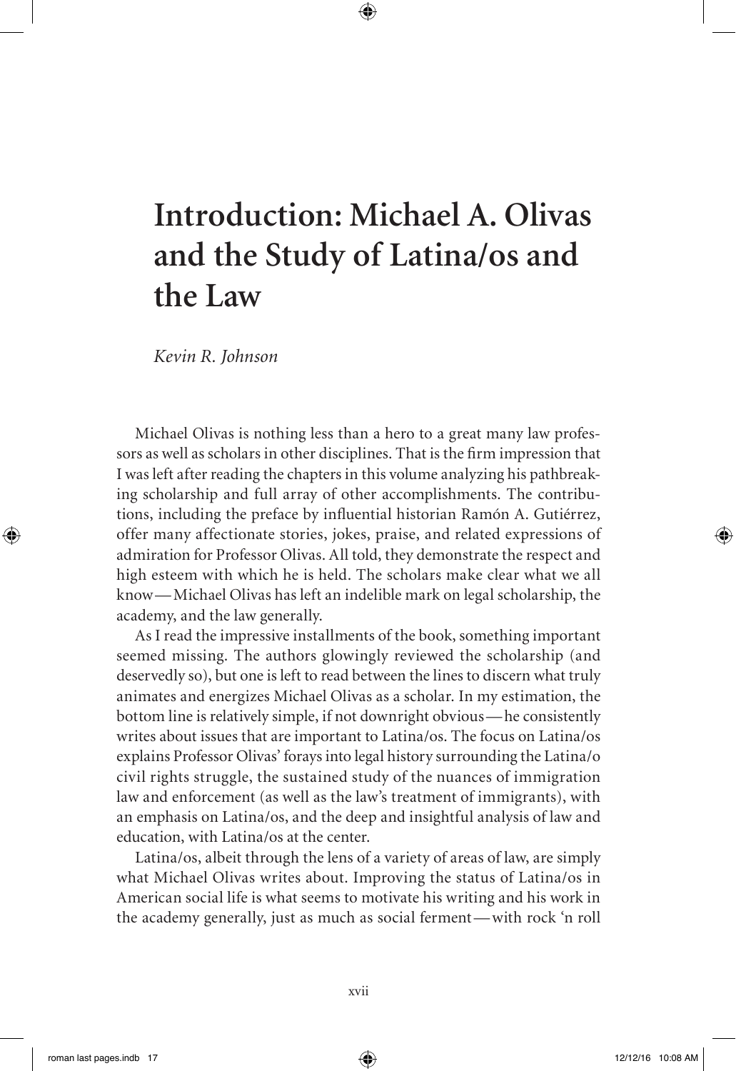# Introduction: Michael A. Olivas and the Study of Latina/os and the Law

*Kevin R. Johnson*

Michael Olivas is nothing less than a hero to a great many law professors as well as scholars in other disciplines. That is the firm impression that I was left after reading the chapters in this volume analyzing his pathbreaking scholarship and full array of other accomplishments. The contributions, including the preface by influential historian Ramón A. Gutiérrez, offer many affectionate stories, jokes, praise, and related expressions of admiration for Professor Olivas. All told, they demonstrate the respect and high esteem with which he is held. The scholars make clear what we all know—Michael Olivas has left an indelible mark on legal scholarship, the academy, and the law generally.

As I read the impressive installments of the book, something important seemed missing. The authors glowingly reviewed the scholarship (and deservedly so), but one is left to read between the lines to discern what truly animates and energizes Michael Olivas as a scholar. In my estimation, the bottom line is relatively simple, if not downright obvious—he consistently writes about issues that are important to Latina/os. The focus on Latina/os explains Professor Olivas' forays into legal history surrounding the Latina/o civil rights struggle, the sustained study of the nuances of immigration law and enforcement (as well as the law's treatment of immigrants), with an emphasis on Latina/os, and the deep and insightful analysis of law and education, with Latina/os at the center.

Latina/os, albeit through the lens of a variety of areas of law, are simply what Michael Olivas writes about. Improving the status of Latina/os in American social life is what seems to motivate his writing and his work in the academy generally, just as much as social ferment—with rock 'n roll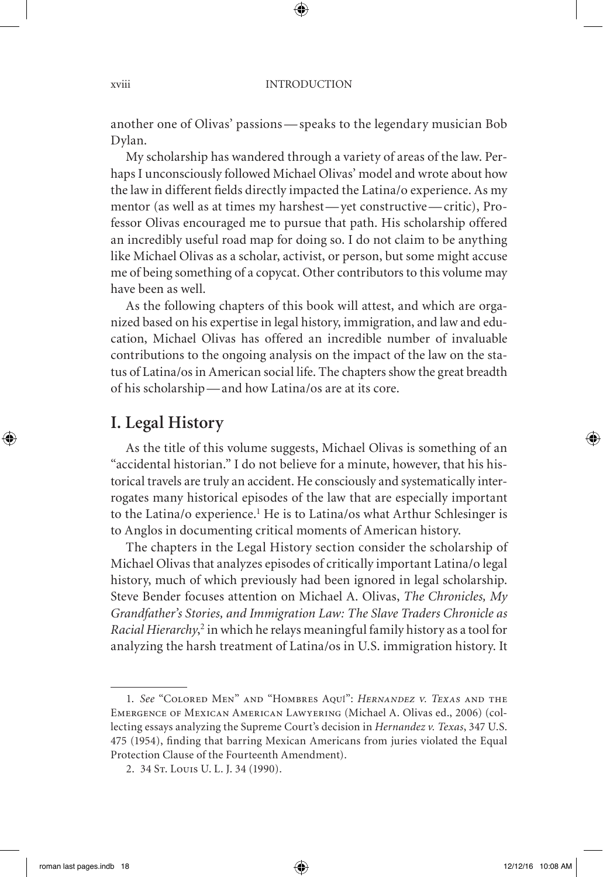another one of Olivas' passions—speaks to the legendary musician Bob Dylan.

My scholarship has wandered through a variety of areas of the law. Perhaps I unconsciously followed Michael Olivas' model and wrote about how the law in different fields directly impacted the Latina/o experience. As my mentor (as well as at times my harshest—yet constructive—critic), Professor Olivas encouraged me to pursue that path. His scholarship offered an incredibly useful road map for doing so. I do not claim to be anything like Michael Olivas as a scholar, activist, or person, but some might accuse me of being something of a copycat. Other contributors to this volume may have been as well.

As the following chapters of this book will attest, and which are organized based on his expertise in legal history, immigration, and law and education, Michael Olivas has offered an incredible number of invaluable contributions to the ongoing analysis on the impact of the law on the status of Latina/os in American social life. The chapters show the great breadth of his scholarship—and how Latina/os are at its core.

## I. Legal History

As the title of this volume suggests, Michael Olivas is something of an "accidental historian." I do not believe for a minute, however, that his historical travels are truly an accident. He consciously and systematically interrogates many historical episodes of the law that are especially important to the Latina/o experience.[1] He is to Latina/os what Arthur Schlesinger is to Anglos in documenting critical moments of American history.

The chapters in the Legal History section consider the scholarship of Michael Olivas that analyzes episodes of critically important Latina/o legal history, much of which previously had been ignored in legal scholarship. Steve Bender focuses attention on Michael A. Olivas, *The Chronicles, My Grandfather's Stories, and Immigration Law: The Slave Traders Chronicle as Racial Hierarchy*,[2] in which he relays meaningful family history as a tool for analyzing the harsh treatment of Latina/os in U.S. immigration history. It

---

1. *See* "Colored Men" and "Hombres Aquí": *Hernandez v. Texas* and the Emergence of Mexican American Lawyering (Michael A. Olivas ed., 2006) (collecting essays analyzing the Supreme Court's decision in *Hernandez v. Texas*, 347 U.S. 475 (1954), finding that barring Mexican Americans from juries violated the Equal Protection Clause of the Fourteenth Amendment).

2. 34 St. Louis U. L. J. 34 (1990).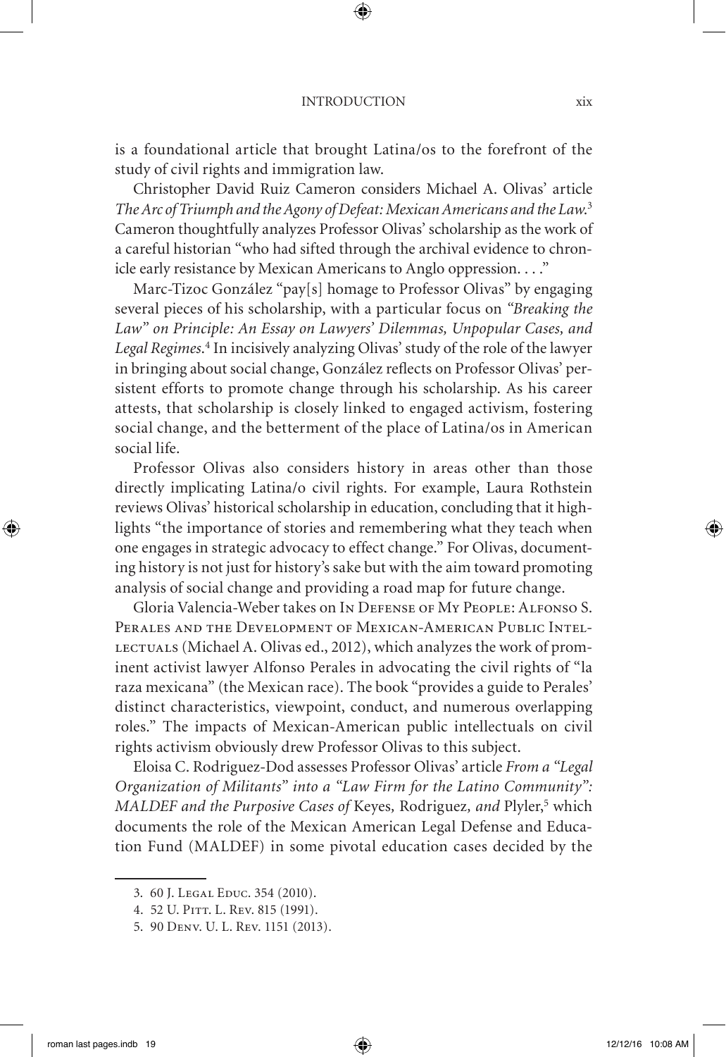is a foundational article that brought Latina/os to the forefront of the study of civil rights and immigration law.

Christopher David Ruiz Cameron considers Michael A. Olivas' article *The Arc of Triumph and the Agony of Defeat: Mexican Americans and the Law.*[3] Cameron thoughtfully analyzes Professor Olivas' scholarship as the work of a careful historian "who had sifted through the archival evidence to chronicle early resistance by Mexican Americans to Anglo oppression. . . ."

Marc-Tizoc González "pay[s] homage to Professor Olivas" by engaging several pieces of his scholarship, with a particular focus on *"Breaking the Law" on Principle: An Essay on Lawyers' Dilemmas, Unpopular Cases, and Legal Regimes.*[4] In incisively analyzing Olivas' study of the role of the lawyer in bringing about social change, González reflects on Professor Olivas' persistent efforts to promote change through his scholarship. As his career attests, that scholarship is closely linked to engaged activism, fostering social change, and the betterment of the place of Latina/os in American social life.

Professor Olivas also considers history in areas other than those directly implicating Latina/o civil rights. For example, Laura Rothstein reviews Olivas' historical scholarship in education, concluding that it highlights "the importance of stories and remembering what they teach when one engages in strategic advocacy to effect change." For Olivas, documenting history is not just for history's sake but with the aim toward promoting analysis of social change and providing a road map for future change.

Gloria Valencia-Weber takes on In Defense of My People: Alfonso S. Perales and the Development of Mexican-American Public Intellectuals (Michael A. Olivas ed., 2012), which analyzes the work of prominent activist lawyer Alfonso Perales in advocating the civil rights of "la raza mexicana" (the Mexican race). The book "provides a guide to Perales' distinct characteristics, viewpoint, conduct, and numerous overlapping roles." The impacts of Mexican-American public intellectuals on civil rights activism obviously drew Professor Olivas to this subject.

Eloisa C. Rodriguez-Dod assesses Professor Olivas' article *From a "Legal Organization of Militants" into a "Law Firm for the Latino Community": MALDEF and the Purposive Cases of* Keyes*,* Rodriguez*, and* Plyler*,*[5] which documents the role of the Mexican American Legal Defense and Education Fund (MALDEF) in some pivotal education cases decided by the

3. 60 J. Legal Educ. 354 (2010).

4. 52 U. Pitt. L. Rev. 815 (1991).

5. 90 Denv. U. L. Rev. 1151 (2013).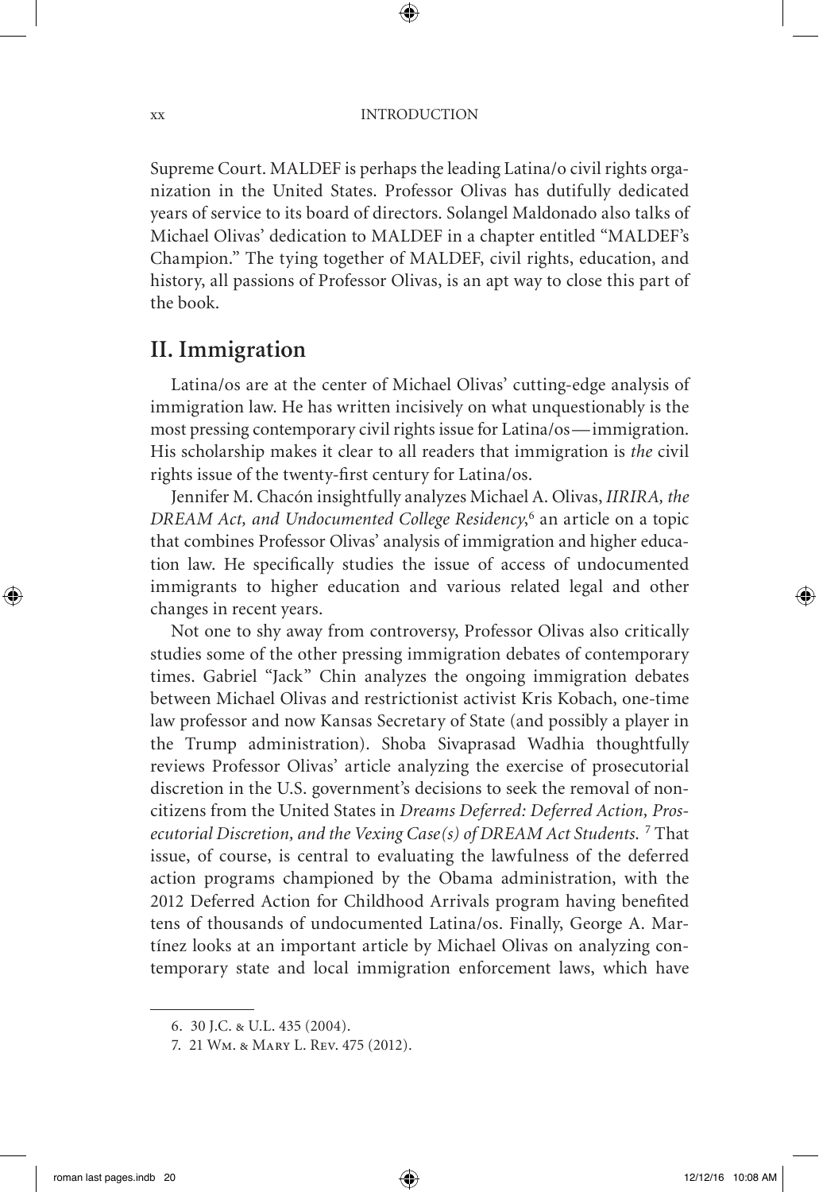Supreme Court. MALDEF is perhaps the leading Latina/o civil rights organization in the United States. Professor Olivas has dutifully dedicated years of service to its board of directors. Solangel Maldonado also talks of Michael Olivas' dedication to MALDEF in a chapter entitled "MALDEF's Champion." The tying together of MALDEF, civil rights, education, and history, all passions of Professor Olivas, is an apt way to close this part of the book.

## II. Immigration

Latina/os are at the center of Michael Olivas' cutting-edge analysis of immigration law. He has written incisively on what unquestionably is the most pressing contemporary civil rights issue for Latina/os—immigration. His scholarship makes it clear to all readers that immigration is *the* civil rights issue of the twenty-first century for Latina/os.

Jennifer M. Chacón insightfully analyzes Michael A. Olivas, *IIRIRA, the DREAM Act, and Undocumented College Residency*,[6] an article on a topic that combines Professor Olivas' analysis of immigration and higher education law. He specifically studies the issue of access of undocumented immigrants to higher education and various related legal and other changes in recent years.

Not one to shy away from controversy, Professor Olivas also critically studies some of the other pressing immigration debates of contemporary times. Gabriel "Jack" Chin analyzes the ongoing immigration debates between Michael Olivas and restrictionist activist Kris Kobach, one-time law professor and now Kansas Secretary of State (and possibly a player in the Trump administration). Shoba Sivaprasad Wadhia thoughtfully reviews Professor Olivas' article analyzing the exercise of prosecutorial discretion in the U.S. government's decisions to seek the removal of noncitizens from the United States in *Dreams Deferred: Deferred Action, Prosecutorial Discretion, and the Vexing Case(s) of DREAM Act Students.* [7] That issue, of course, is central to evaluating the lawfulness of the deferred action programs championed by the Obama administration, with the 2012 Deferred Action for Childhood Arrivals program having benefited tens of thousands of undocumented Latina/os. Finally, George A. Martínez looks at an important article by Michael Olivas on analyzing contemporary state and local immigration enforcement laws, which have

6. 30 J.C. & U.L. 435 (2004).

7. 21 Wm. & Mary L. Rev. 475 (2012).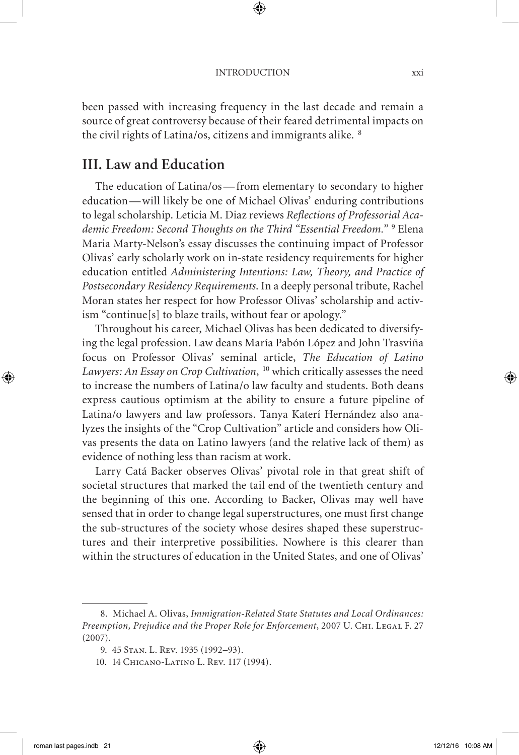been passed with increasing frequency in the last decade and remain a source of great controversy because of their feared detrimental impacts on the civil rights of Latina/os, citizens and immigrants alike. [8]

## III. Law and Education

The education of Latina/os—from elementary to secondary to higher education—will likely be one of Michael Olivas' enduring contributions to legal scholarship. Leticia M. Diaz reviews *Reflections of Professorial Academic Freedom: Second Thoughts on the Third "Essential Freedom."* [9] Elena Maria Marty-Nelson's essay discusses the continuing impact of Professor Olivas' early scholarly work on in-state residency requirements for higher education entitled *Administering Intentions: Law, Theory, and Practice of Postsecondary Residency Requirements.* In a deeply personal tribute, Rachel Moran states her respect for how Professor Olivas' scholarship and activism "continue[s] to blaze trails, without fear or apology."

Throughout his career, Michael Olivas has been dedicated to diversifying the legal profession. Law deans María Pabón López and John Trasviña focus on Professor Olivas' seminal article, *The Education of Latino Lawyers: An Essay on Crop Cultivation*, [10] which critically assesses the need to increase the numbers of Latina/o law faculty and students. Both deans express cautious optimism at the ability to ensure a future pipeline of Latina/o lawyers and law professors. Tanya Katerí Hernández also analyzes the insights of the "Crop Cultivation" article and considers how Olivas presents the data on Latino lawyers (and the relative lack of them) as evidence of nothing less than racism at work.

Larry Catá Backer observes Olivas' pivotal role in that great shift of societal structures that marked the tail end of the twentieth century and the beginning of this one. According to Backer, Olivas may well have sensed that in order to change legal superstructures, one must first change the sub-structures of the society whose desires shaped these superstructures and their interpretive possibilities. Nowhere is this clearer than within the structures of education in the United States, and one of Olivas'

---

8. Michael A. Olivas, *Immigration-Related State Statutes and Local Ordinances: Preemption, Prejudice and the Proper Role for Enforcement*, 2007 U. Chi. Legal F. 27 (2007).

9. 45 Stan. L. Rev. 1935 (1992–93).

10. 14 Chicano-Latino L. Rev. 117 (1994).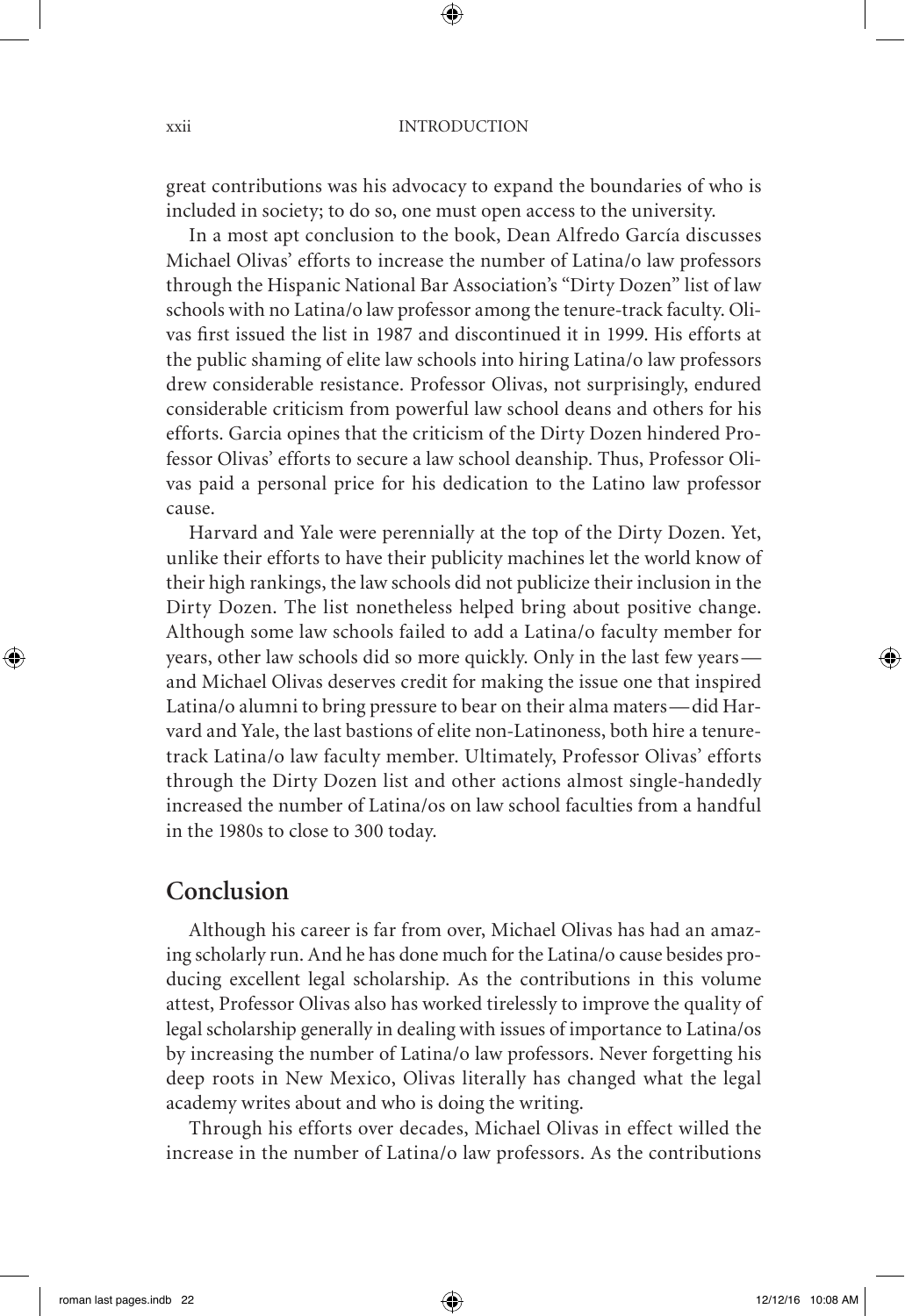great contributions was his advocacy to expand the boundaries of who is included in society; to do so, one must open access to the university.

In a most apt conclusion to the book, Dean Alfredo García discusses Michael Olivas' efforts to increase the number of Latina/o law professors through the Hispanic National Bar Association's "Dirty Dozen" list of law schools with no Latina/o law professor among the tenure-track faculty. Olivas first issued the list in 1987 and discontinued it in 1999. His efforts at the public shaming of elite law schools into hiring Latina/o law professors drew considerable resistance. Professor Olivas, not surprisingly, endured considerable criticism from powerful law school deans and others for his efforts. Garcia opines that the criticism of the Dirty Dozen hindered Professor Olivas' efforts to secure a law school deanship. Thus, Professor Olivas paid a personal price for his dedication to the Latino law professor cause.

Harvard and Yale were perennially at the top of the Dirty Dozen. Yet, unlike their efforts to have their publicity machines let the world know of their high rankings, the law schools did not publicize their inclusion in the Dirty Dozen. The list nonetheless helped bring about positive change. Although some law schools failed to add a Latina/o faculty member for years, other law schools did so more quickly. Only in the last few years—and Michael Olivas deserves credit for making the issue one that inspired Latina/o alumni to bring pressure to bear on their alma maters—did Harvard and Yale, the last bastions of elite non-Latinoness, both hire a tenure-track Latina/o law faculty member. Ultimately, Professor Olivas' efforts through the Dirty Dozen list and other actions almost single-handedly increased the number of Latina/os on law school faculties from a handful in the 1980s to close to 300 today.

## Conclusion

Although his career is far from over, Michael Olivas has had an amazing scholarly run. And he has done much for the Latina/o cause besides producing excellent legal scholarship. As the contributions in this volume attest, Professor Olivas also has worked tirelessly to improve the quality of legal scholarship generally in dealing with issues of importance to Latina/os by increasing the number of Latina/o law professors. Never forgetting his deep roots in New Mexico, Olivas literally has changed what the legal academy writes about and who is doing the writing.

Through his efforts over decades, Michael Olivas in effect willed the increase in the number of Latina/o law professors. As the contributions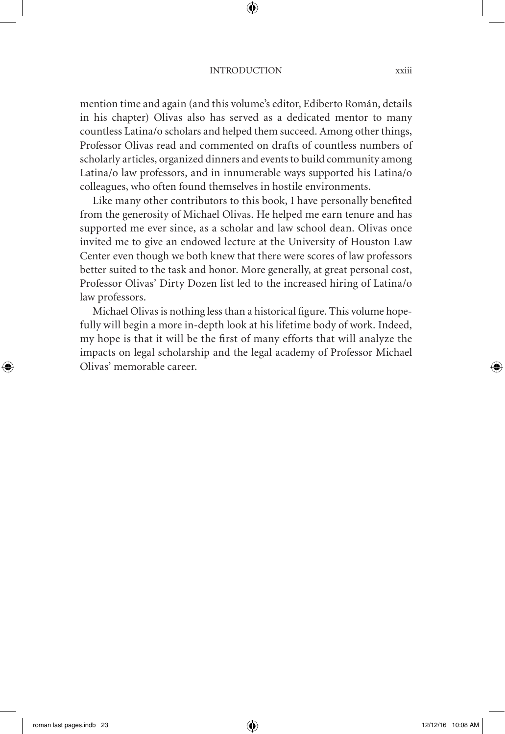mention time and again (and this volume's editor, Ediberto Román, details in his chapter) Olivas also has served as a dedicated mentor to many countless Latina/o scholars and helped them succeed. Among other things, Professor Olivas read and commented on drafts of countless numbers of scholarly articles, organized dinners and events to build community among Latina/o law professors, and in innumerable ways supported his Latina/o colleagues, who often found themselves in hostile environments.

Like many other contributors to this book, I have personally benefited from the generosity of Michael Olivas. He helped me earn tenure and has supported me ever since, as a scholar and law school dean. Olivas once invited me to give an endowed lecture at the University of Houston Law Center even though we both knew that there were scores of law professors better suited to the task and honor. More generally, at great personal cost, Professor Olivas' Dirty Dozen list led to the increased hiring of Latina/o law professors.

Michael Olivas is nothing less than a historical figure. This volume hopefully will begin a more in-depth look at his lifetime body of work. Indeed, my hope is that it will be the first of many efforts that will analyze the impacts on legal scholarship and the legal academy of Professor Michael Olivas' memorable career.